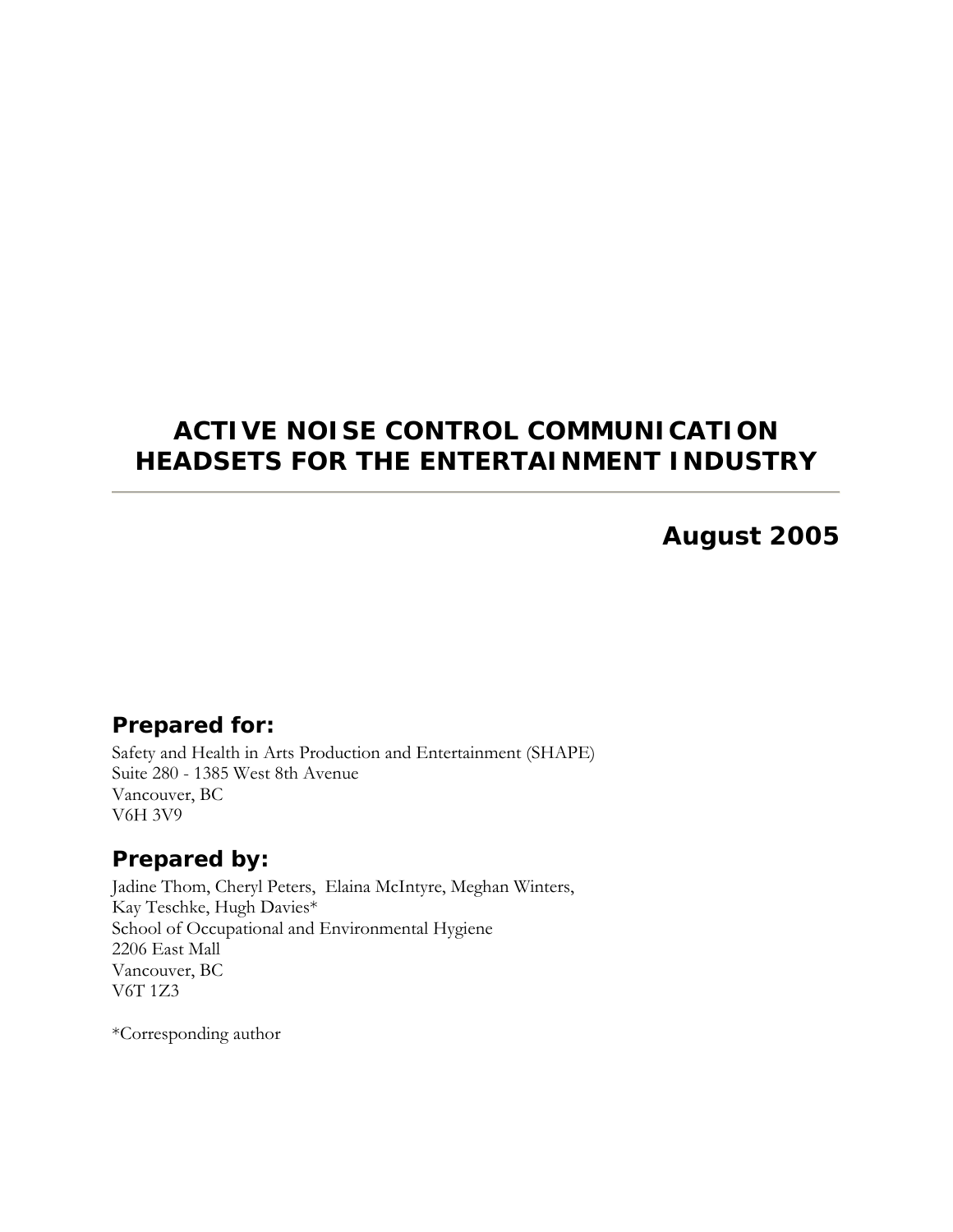# ACTIVE NOISE CONTROL COMMUNICATION HEADSETS FOR THE ENTERTAINMENT INDUSTRY

**August 2005**

## Prepared for:

Safety and Health in Arts Production and Entertainment (SHAPE)
Suite 280 - 1385 West 8th Avenue
Vancouver, BC
V6H 3V9

## Prepared by:

Jadine Thom, Cheryl Peters, Elaina McIntyre, Meghan Winters,
Kay Teschke, Hugh Davies*
School of Occupational and Environmental Hygiene
2206 East Mall
Vancouver, BC
V6T 1Z3

*Corresponding author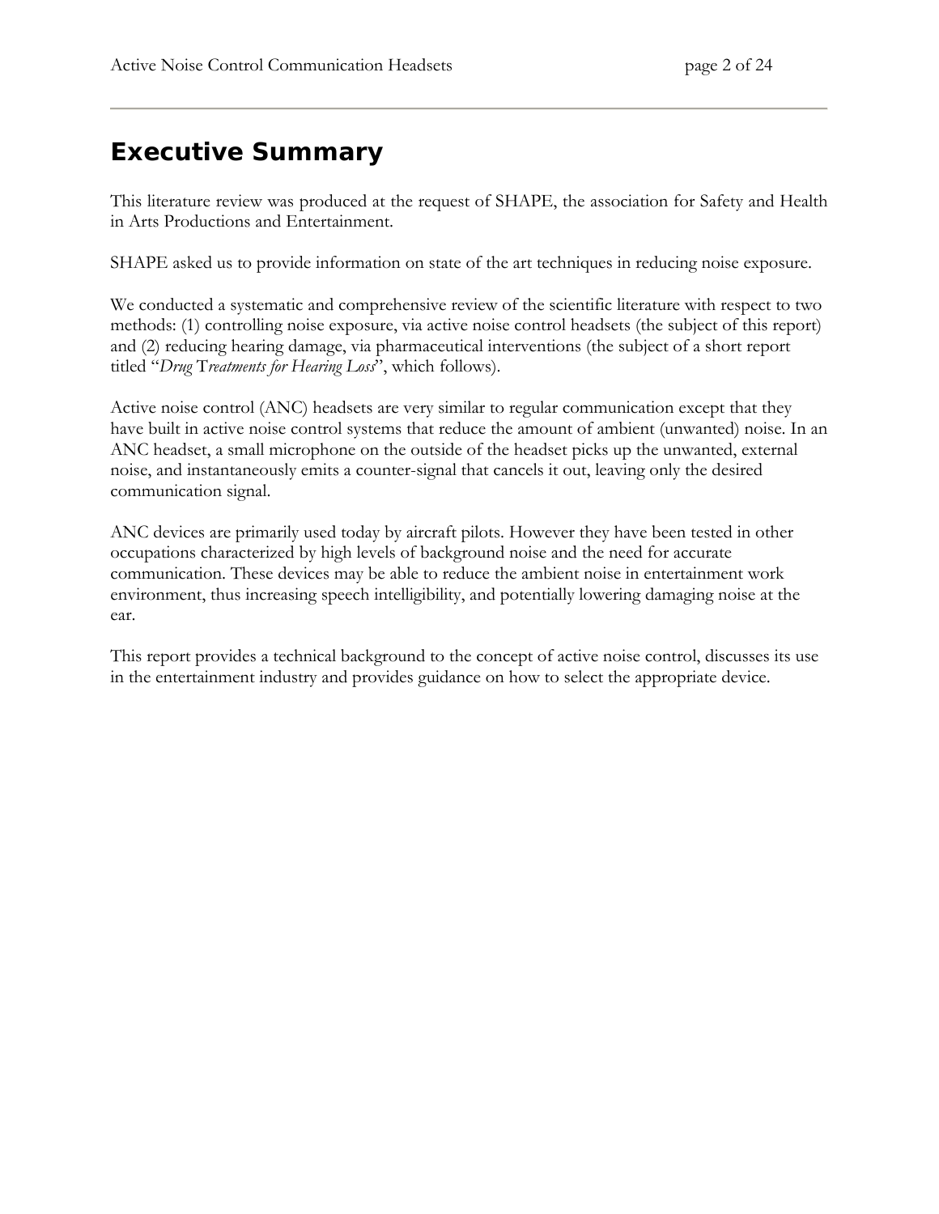# Executive Summary

This literature review was produced at the request of SHAPE, the association for Safety and Health in Arts Productions and Entertainment.

SHAPE asked us to provide information on state of the art techniques in reducing noise exposure.

We conducted a systematic and comprehensive review of the scientific literature with respect to two methods: (1) controlling noise exposure, via active noise control headsets (the subject of this report) and (2) reducing hearing damage, via pharmaceutical interventions (the subject of a short report titled "*Drug Treatments for Hearing Loss*", which follows).

Active noise control (ANC) headsets are very similar to regular communication except that they have built in active noise control systems that reduce the amount of ambient (unwanted) noise. In an ANC headset, a small microphone on the outside of the headset picks up the unwanted, external noise, and instantaneously emits a counter-signal that cancels it out, leaving only the desired communication signal.

ANC devices are primarily used today by aircraft pilots. However they have been tested in other occupations characterized by high levels of background noise and the need for accurate communication. These devices may be able to reduce the ambient noise in entertainment work environment, thus increasing speech intelligibility, and potentially lowering damaging noise at the ear.

This report provides a technical background to the concept of active noise control, discusses its use in the entertainment industry and provides guidance on how to select the appropriate device.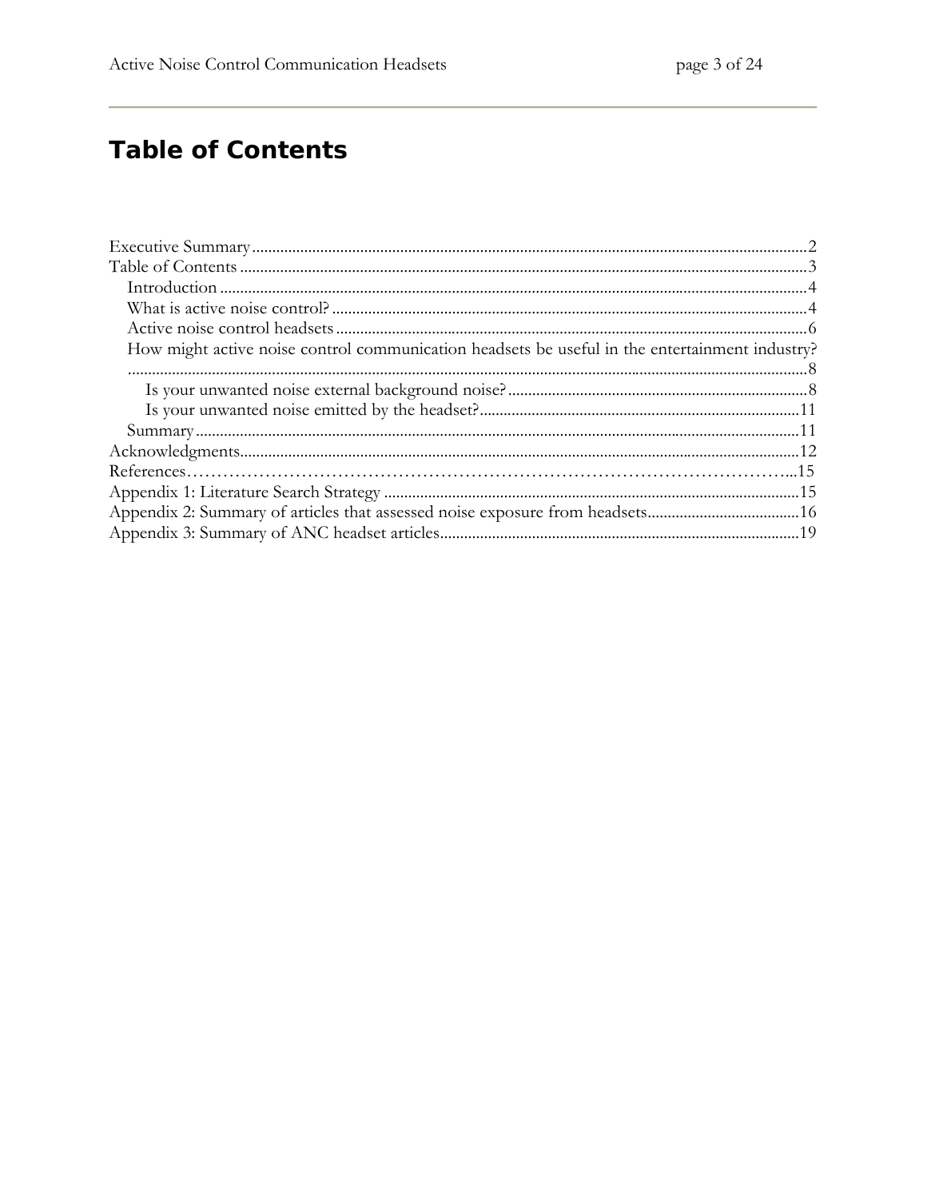# Table of Contents

Executive Summary ........................................................................ 2
Table of Contents ........................................................................ 3
  Introduction ........................................................................ 4
  What is active noise control? ........................................................................ 4
  Active noise control headsets ........................................................................ 6
  How might active noise control communication headsets be useful in the entertainment industry? ........................................................................ 8
    Is your unwanted noise external background noise? ........................................................................ 8
    Is your unwanted noise emitted by the headset? ........................................................................ 11
  Summary ........................................................................ 11
Acknowledgments ........................................................................ 12
References ........................................................................ 15
Appendix 1: Literature Search Strategy ........................................................................ 15
Appendix 2: Summary of articles that assessed noise exposure from headsets ........................................................................ 16
Appendix 3: Summary of ANC headset articles ........................................................................ 19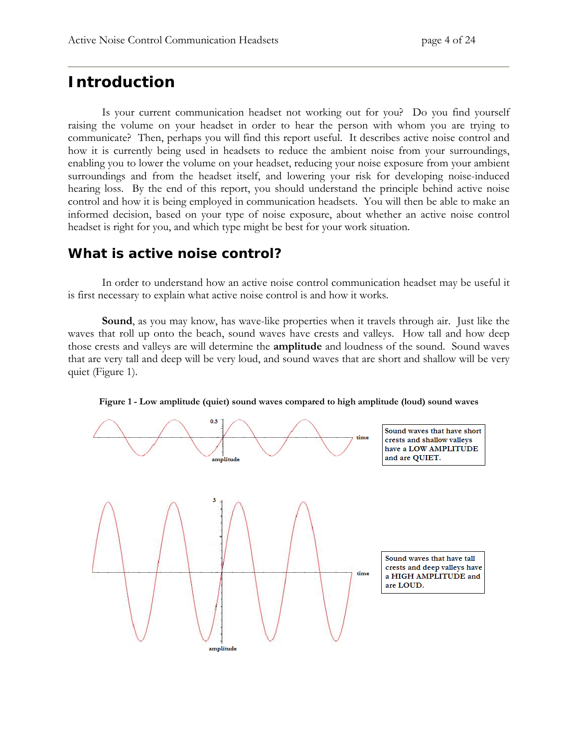# Introduction

Is your current communication headset not working out for you? Do you find yourself raising the volume on your headset in order to hear the person with whom you are trying to communicate? Then, perhaps you will find this report useful. It describes active noise control and how it is currently being used in headsets to reduce the ambient noise from your surroundings, enabling you to lower the volume on your headset, reducing your noise exposure from your ambient surroundings and from the headset itself, and lowering your risk for developing noise-induced hearing loss. By the end of this report, you should understand the principle behind active noise control and how it is being employed in communication headsets. You will then be able to make an informed decision, based on your type of noise exposure, about whether an active noise control headset is right for you, and which type might be best for your work situation.

## What is active noise control?

In order to understand how an active noise control communication headset may be useful it is first necessary to explain what active noise control is and how it works.

**Sound**, as you may know, has wave-like properties when it travels through air. Just like the waves that roll up onto the beach, sound waves have crests and valleys. How tall and how deep those crests and valleys are will determine the **amplitude** and loudness of the sound. Sound waves that are very tall and deep will be very loud, and sound waves that are short and shallow will be very quiet (Figure 1).

**Figure 1 - Low amplitude (quiet) sound waves compared to high amplitude (loud) sound waves**

0.5

time

amplitude

Sound waves that have short crests and shallow valleys have a LOW AMPLITUDE and are QUIET.

3

time

amplitude

Sound waves that have tall crests and deep valleys have a HIGH AMPLITUDE and are LOUD.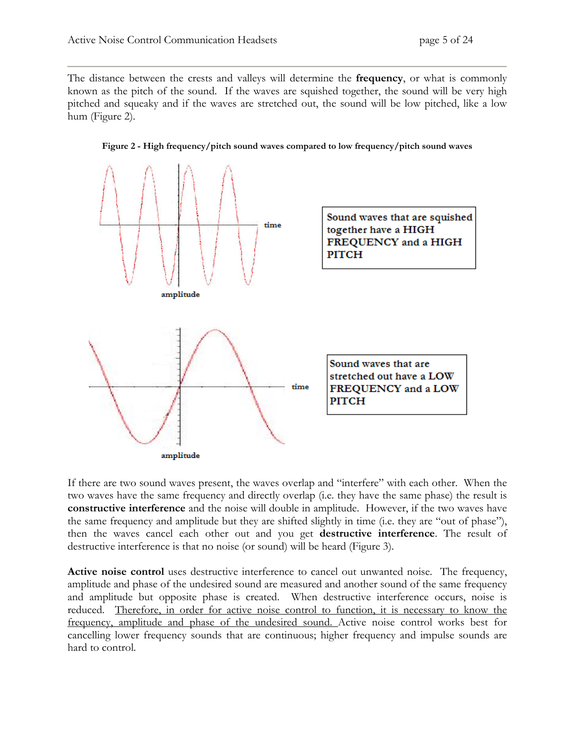The distance between the crests and valleys will determine the **frequency**, or what is commonly known as the pitch of the sound. If the waves are squished together, the sound will be very high pitched and squeaky and if the waves are stretched out, the sound will be low pitched, like a low hum (Figure 2).

**Figure 2 - High frequency/pitch sound waves compared to low frequency/pitch sound waves**

Sound waves that are squished together have a HIGH FREQUENCY and a HIGH PITCH

Sound waves that are stretched out have a LOW FREQUENCY and a LOW PITCH

If there are two sound waves present, the waves overlap and "interfere" with each other. When the two waves have the same frequency and directly overlap (i.e. they have the same phase) the result is **constructive interference** and the noise will double in amplitude. However, if the two waves have the same frequency and amplitude but they are shifted slightly in time (i.e. they are "out of phase"), then the waves cancel each other out and you get **destructive interference**. The result of destructive interference is that no noise (or sound) will be heard (Figure 3).

**Active noise control** uses destructive interference to cancel out unwanted noise. The frequency, amplitude and phase of the undesired sound are measured and another sound of the same frequency and amplitude but opposite phase is created. When destructive interference occurs, noise is reduced. Therefore, in order for active noise control to function, it is necessary to know the frequency, amplitude and phase of the undesired sound. Active noise control works best for cancelling lower frequency sounds that are continuous; higher frequency and impulse sounds are hard to control.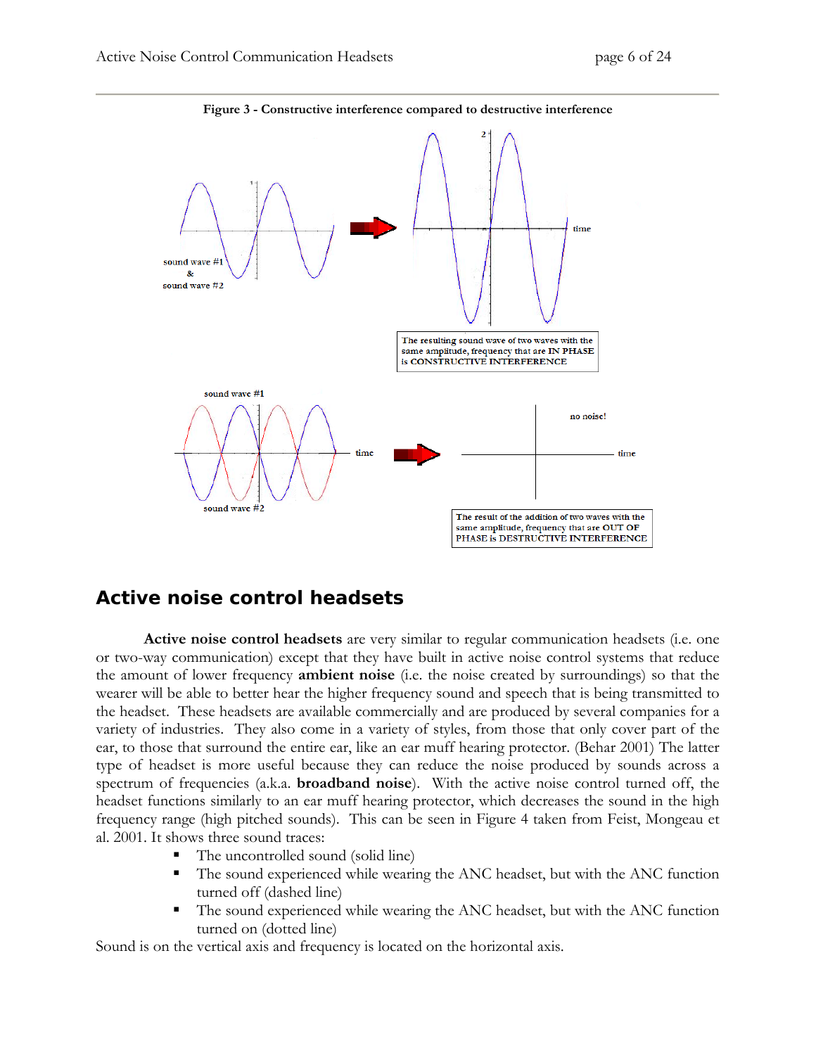**Figure 3 - Constructive interference compared to destructive interference**

sound wave #1 & sound wave #2

time

The resulting sound wave of two waves with the same amplitude, frequency that are IN PHASE is CONSTRUCTIVE INTERFERENCE

sound wave #1

sound wave #2

time

no noise!

time

The result of the addition of two waves with the same amplitude, frequency that are OUT OF PHASE is DESTRUCTIVE INTERFERENCE

## Active noise control headsets

**Active noise control headsets** are very similar to regular communication headsets (i.e. one or two-way communication) except that they have built in active noise control systems that reduce the amount of lower frequency **ambient noise** (i.e. the noise created by surroundings) so that the wearer will be able to better hear the higher frequency sound and speech that is being transmitted to the headset. These headsets are available commercially and are produced by several companies for a variety of industries. They also come in a variety of styles, from those that only cover part of the ear, to those that surround the entire ear, like an ear muff hearing protector. (Behar 2001) The latter type of headset is more useful because they can reduce the noise produced by sounds across a spectrum of frequencies (a.k.a. **broadband noise**). With the active noise control turned off, the headset functions similarly to an ear muff hearing protector, which decreases the sound in the high frequency range (high pitched sounds). This can be seen in Figure 4 taken from Feist, Mongeau et al. 2001. It shows three sound traces:

- The uncontrolled sound (solid line)
- The sound experienced while wearing the ANC headset, but with the ANC function turned off (dashed line)
- The sound experienced while wearing the ANC headset, but with the ANC function turned on (dotted line)

Sound is on the vertical axis and frequency is located on the horizontal axis.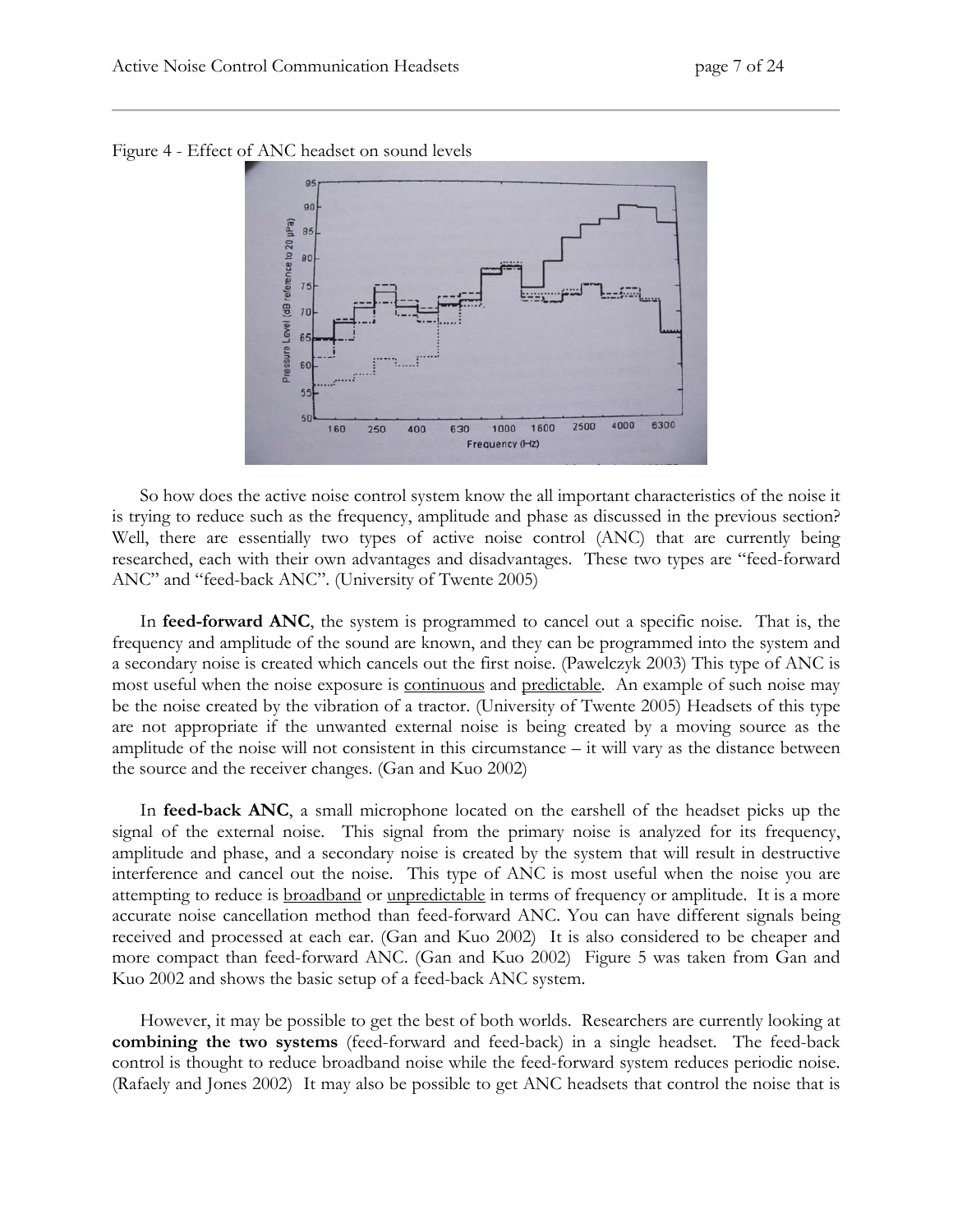Figure 4 - Effect of ANC headset on sound levels

So how does the active noise control system know the all important characteristics of the noise it is trying to reduce such as the frequency, amplitude and phase as discussed in the previous section? Well, there are essentially two types of active noise control (ANC) that are currently being researched, each with their own advantages and disadvantages. These two types are "feed-forward ANC" and "feed-back ANC". (University of Twente 2005)

In **feed-forward ANC**, the system is programmed to cancel out a specific noise. That is, the frequency and amplitude of the sound are known, and they can be programmed into the system and a secondary noise is created which cancels out the first noise. (Pawelczyk 2003) This type of ANC is most useful when the noise exposure is <u>continuous</u> and <u>predictable</u>. An example of such noise may be the noise created by the vibration of a tractor. (University of Twente 2005) Headsets of this type are not appropriate if the unwanted external noise is being created by a moving source as the amplitude of the noise will not consistent in this circumstance – it will vary as the distance between the source and the receiver changes. (Gan and Kuo 2002)

In **feed-back ANC**, a small microphone located on the earshell of the headset picks up the signal of the external noise. This signal from the primary noise is analyzed for its frequency, amplitude and phase, and a secondary noise is created by the system that will result in destructive interference and cancel out the noise. This type of ANC is most useful when the noise you are attempting to reduce is <u>broadband</u> or <u>unpredictable</u> in terms of frequency or amplitude. It is a more accurate noise cancellation method than feed-forward ANC. You can have different signals being received and processed at each ear. (Gan and Kuo 2002) It is also considered to be cheaper and more compact than feed-forward ANC. (Gan and Kuo 2002) Figure 5 was taken from Gan and Kuo 2002 and shows the basic setup of a feed-back ANC system.

However, it may be possible to get the best of both worlds. Researchers are currently looking at **combining the two systems** (feed-forward and feed-back) in a single headset. The feed-back control is thought to reduce broadband noise while the feed-forward system reduces periodic noise. (Rafaely and Jones 2002) It may also be possible to get ANC headsets that control the noise that is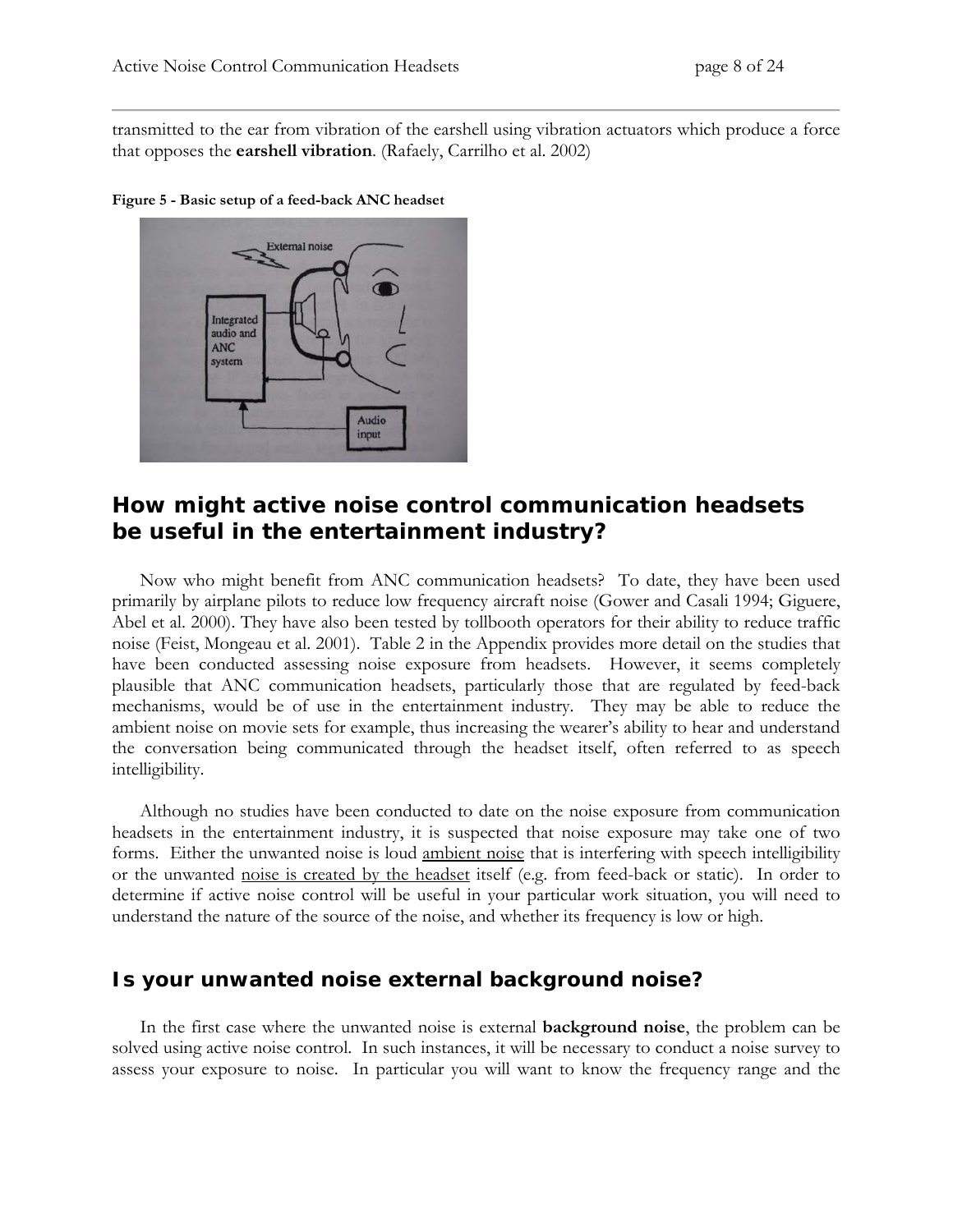transmitted to the ear from vibration of the earshell using vibration actuators which produce a force that opposes the **earshell vibration**. (Rafaely, Carrilho et al. 2002)

**Figure 5 - Basic setup of a feed-back ANC headset**

## How might active noise control communication headsets be useful in the entertainment industry?

Now who might benefit from ANC communication headsets? To date, they have been used primarily by airplane pilots to reduce low frequency aircraft noise (Gower and Casali 1994; Giguere, Abel et al. 2000). They have also been tested by tollbooth operators for their ability to reduce traffic noise (Feist, Mongeau et al. 2001). Table 2 in the Appendix provides more detail on the studies that have been conducted assessing noise exposure from headsets. However, it seems completely plausible that ANC communication headsets, particularly those that are regulated by feed-back mechanisms, would be of use in the entertainment industry. They may be able to reduce the ambient noise on movie sets for example, thus increasing the wearer's ability to hear and understand the conversation being communicated through the headset itself, often referred to as speech intelligibility.

Although no studies have been conducted to date on the noise exposure from communication headsets in the entertainment industry, it is suspected that noise exposure may take one of two forms. Either the unwanted noise is loud ambient noise that is interfering with speech intelligibility or the unwanted noise is created by the headset itself (e.g. from feed-back or static). In order to determine if active noise control will be useful in your particular work situation, you will need to understand the nature of the source of the noise, and whether its frequency is low or high.

## Is your unwanted noise external background noise?

In the first case where the unwanted noise is external **background noise**, the problem can be solved using active noise control. In such instances, it will be necessary to conduct a noise survey to assess your exposure to noise. In particular you will want to know the frequency range and the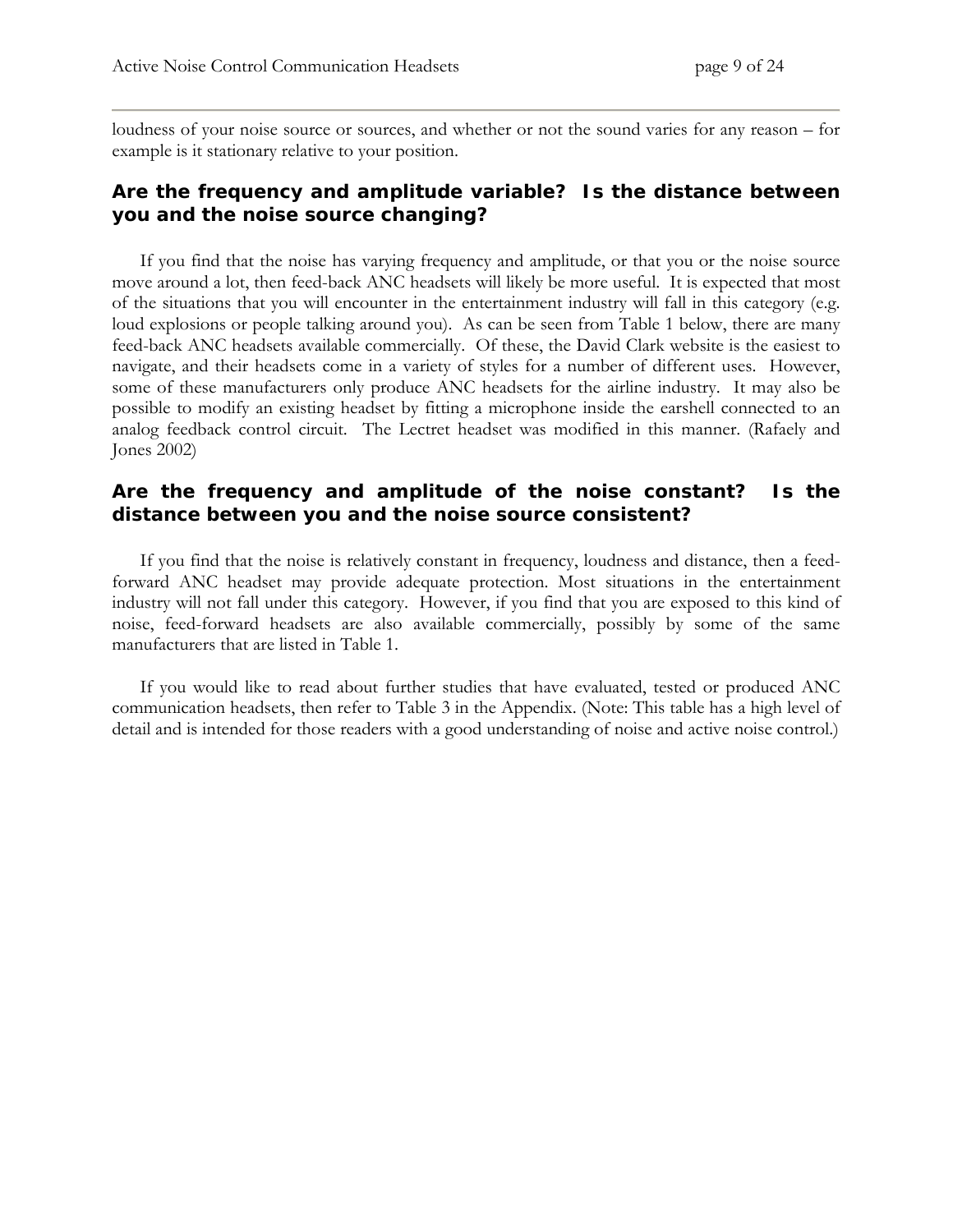loudness of your noise source or sources, and whether or not the sound varies for any reason – for example is it stationary relative to your position.

### Are the frequency and amplitude variable? Is the distance between you and the noise source changing?

If you find that the noise has varying frequency and amplitude, or that you or the noise source move around a lot, then feed-back ANC headsets will likely be more useful. It is expected that most of the situations that you will encounter in the entertainment industry will fall in this category (e.g. loud explosions or people talking around you). As can be seen from Table 1 below, there are many feed-back ANC headsets available commercially. Of these, the David Clark website is the easiest to navigate, and their headsets come in a variety of styles for a number of different uses. However, some of these manufacturers only produce ANC headsets for the airline industry. It may also be possible to modify an existing headset by fitting a microphone inside the earshell connected to an analog feedback control circuit. The Lectret headset was modified in this manner. (Rafaely and Jones 2002)

### Are the frequency and amplitude of the noise constant? Is the distance between you and the noise source consistent?

If you find that the noise is relatively constant in frequency, loudness and distance, then a feed-forward ANC headset may provide adequate protection. Most situations in the entertainment industry will not fall under this category. However, if you find that you are exposed to this kind of noise, feed-forward headsets are also available commercially, possibly by some of the same manufacturers that are listed in Table 1.

If you would like to read about further studies that have evaluated, tested or produced ANC communication headsets, then refer to Table 3 in the Appendix. (Note: This table has a high level of detail and is intended for those readers with a good understanding of noise and active noise control.)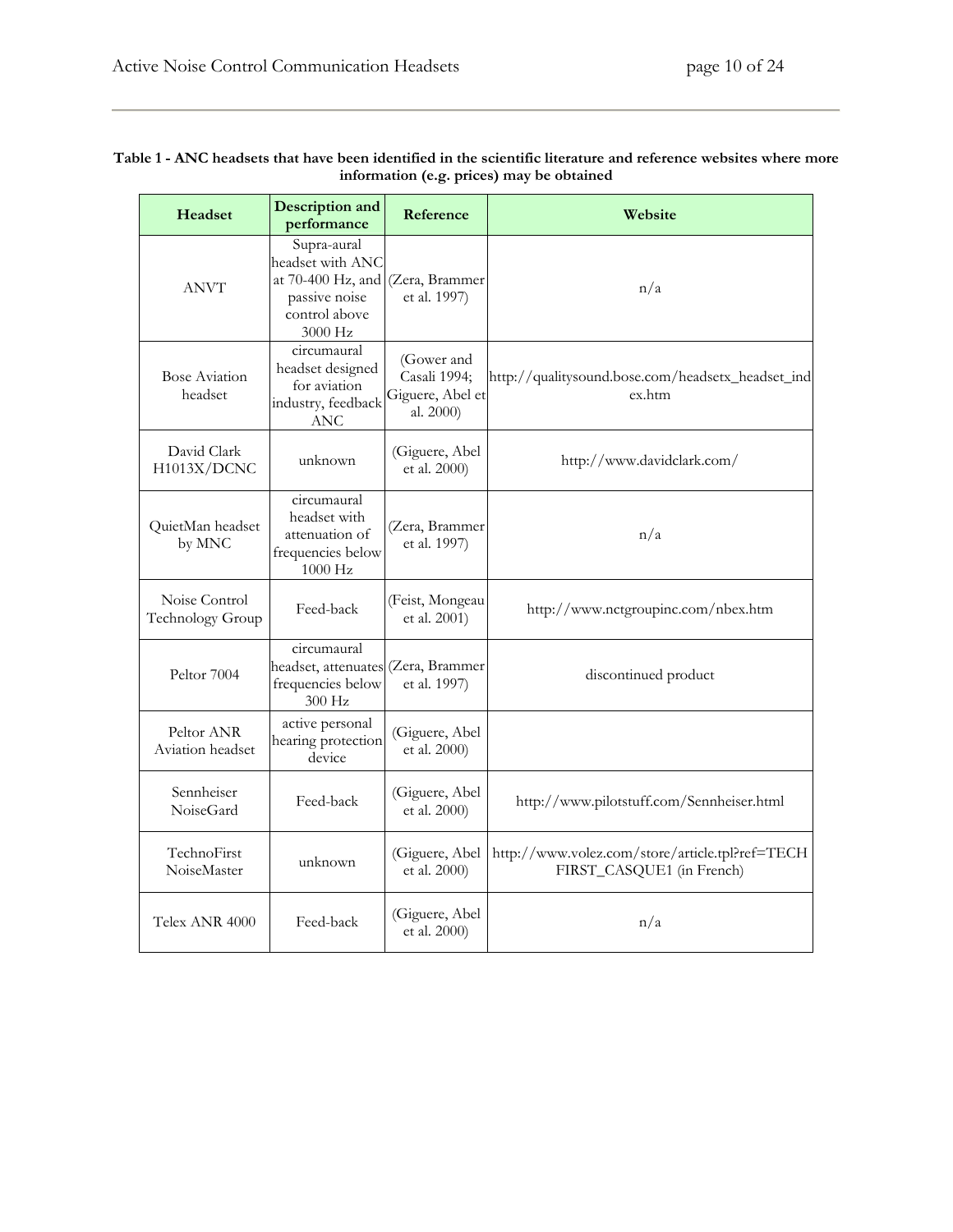**Table 1 - ANC headsets that have been identified in the scientific literature and reference websites where more information (e.g. prices) may be obtained**

| Headset | Description and performance | Reference | Website |
| --- | --- | --- | --- |
| ANVT | Supra-aural headset with ANC at 70-400 Hz, and passive noise control above 3000 Hz | (Zera, Brammer et al. 1997) | n/a |
| Bose Aviation headset | circumaural headset designed for aviation industry, feedback ANC | (Gower and Casali 1994; Giguere, Abel et al. 2000) | http://qualitysound.bose.com/headsetx_headset_index.htm |
| David Clark H1013X/DCNC | unknown | (Giguere, Abel et al. 2000) | http://www.davidclark.com/ |
| QuietMan headset by MNC | circumaural headset with attenuation of frequencies below 1000 Hz | (Zera, Brammer et al. 1997) | n/a |
| Noise Control Technology Group | Feed-back | (Feist, Mongeau et al. 2001) | http://www.nctgroupinc.com/nbex.htm |
| Peltor 7004 | circumaural headset, attenuates frequencies below 300 Hz | (Zera, Brammer et al. 1997) | discontinued product |
| Peltor ANR Aviation headset | active personal hearing protection device | (Giguere, Abel et al. 2000) | |
| Sennheiser NoiseGard | Feed-back | (Giguere, Abel et al. 2000) | http://www.pilotstuff.com/Sennheiser.html |
| TechnoFirst NoiseMaster | unknown | (Giguere, Abel et al. 2000) | http://www.volez.com/store/article.tpl?ref=TECHFIRST_CASQUE1 (in French) |
| Telex ANR 4000 | Feed-back | (Giguere, Abel et al. 2000) | n/a |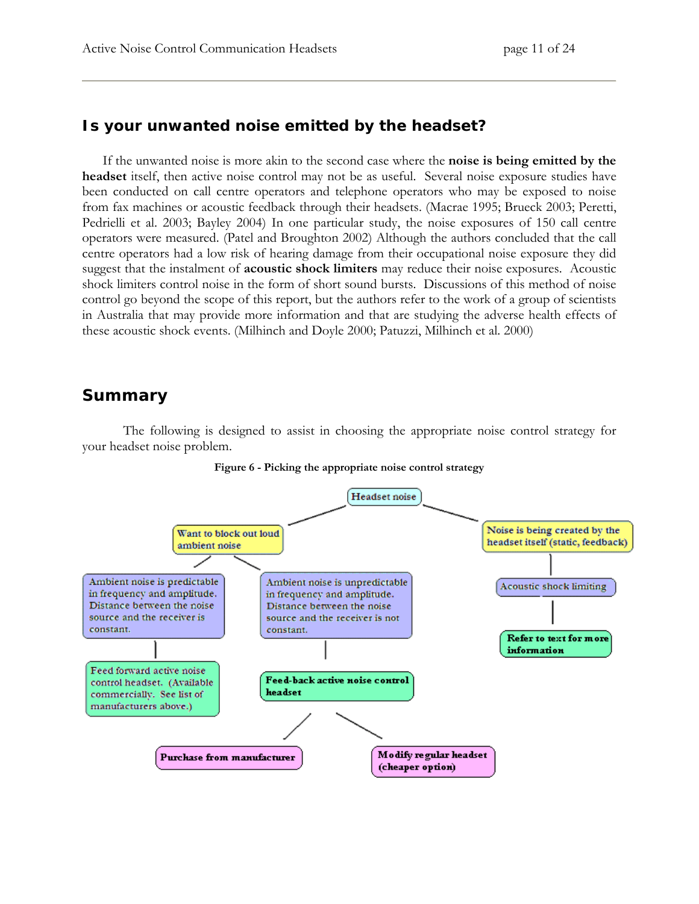## Is your unwanted noise emitted by the headset?

If the unwanted noise is more akin to the second case where the **noise is being emitted by the headset** itself, then active noise control may not be as useful. Several noise exposure studies have been conducted on call centre operators and telephone operators who may be exposed to noise from fax machines or acoustic feedback through their headsets. (Macrae 1995; Brueck 2003; Peretti, Pedrielli et al. 2003; Bayley 2004) In one particular study, the noise exposures of 150 call centre operators were measured. (Patel and Broughton 2002) Although the authors concluded that the call centre operators had a low risk of hearing damage from their occupational noise exposure they did suggest that the instalment of **acoustic shock limiters** may reduce their noise exposures. Acoustic shock limiters control noise in the form of short sound bursts. Discussions of this method of noise control go beyond the scope of this report, but the authors refer to the work of a group of scientists in Australia that may provide more information and that are studying the adverse health effects of these acoustic shock events. (Milhinch and Doyle 2000; Patuzzi, Milhinch et al. 2000)

## Summary

The following is designed to assist in choosing the appropriate noise control strategy for your headset noise problem.

**Figure 6 - Picking the appropriate noise control strategy**

- Headset noise
  - Want to block out loud ambient noise
    - Ambient noise is predictable in frequency and amplitude. Distance between the noise source and the receiver is constant.
      - Feed forward active noise control headset. (Available commercially. See list of manufacturers above.)
    - Ambient noise is unpredictable in frequency and amplitude. Distance between the noise source and the receiver is not constant.
      - **Feed-back active noise control headset**
        - **Purchase from manufacturer**
        - **Modify regular headset (cheaper option)**
  - Noise is being created by the headset itself (static, feedback)
    - Acoustic shock limiting
      - **Refer to text for more information**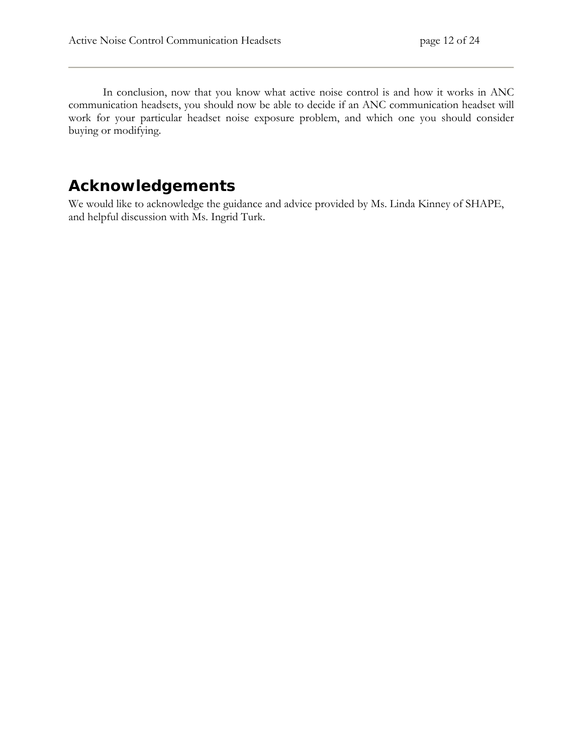In conclusion, now that you know what active noise control is and how it works in ANC communication headsets, you should now be able to decide if an ANC communication headset will work for your particular headset noise exposure problem, and which one you should consider buying or modifying.

## Acknowledgements

We would like to acknowledge the guidance and advice provided by Ms. Linda Kinney of SHAPE, and helpful discussion with Ms. Ingrid Turk.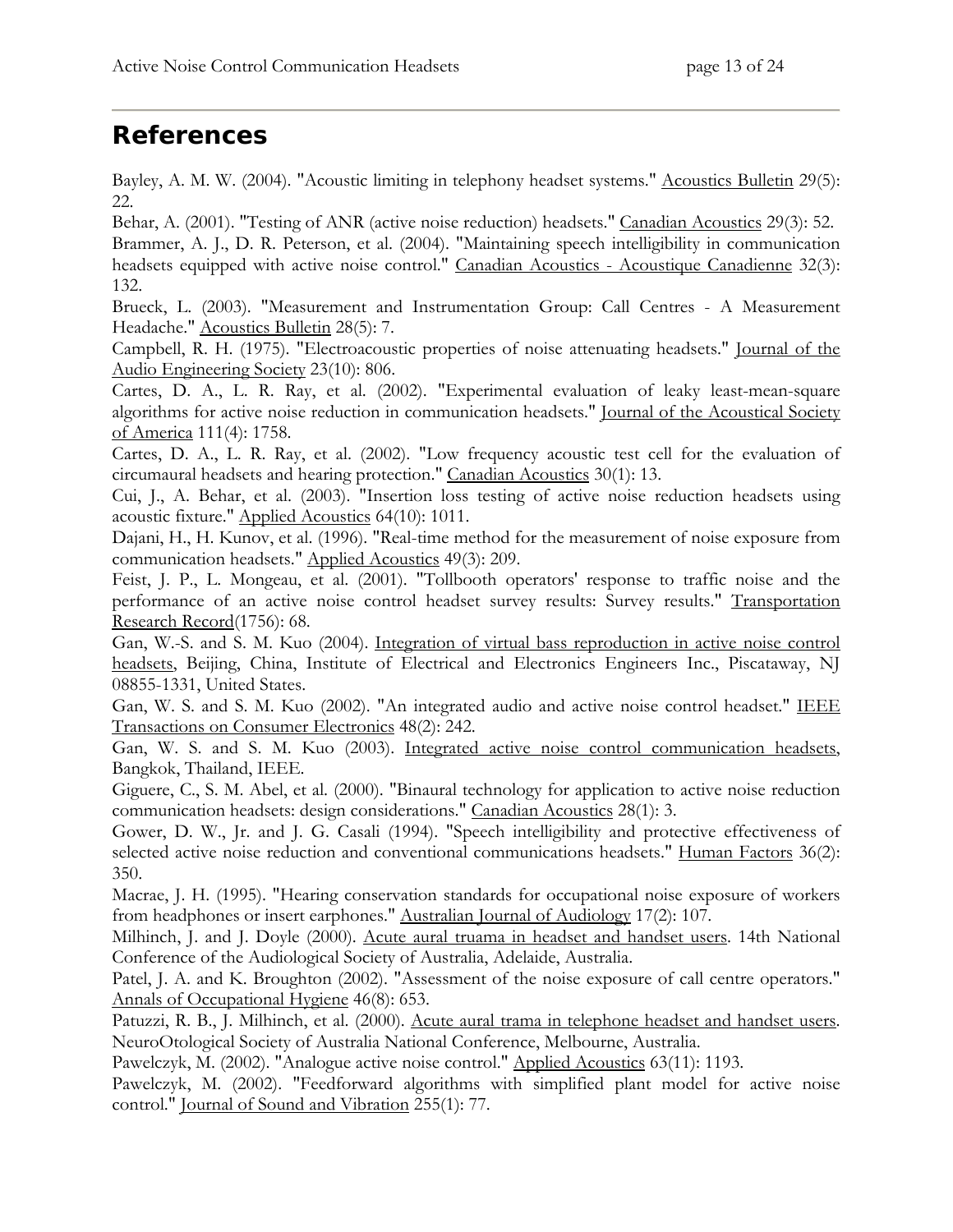## References

Bayley, A. M. W. (2004). "Acoustic limiting in telephony headset systems." Acoustics Bulletin 29(5): 22.

Behar, A. (2001). "Testing of ANR (active noise reduction) headsets." Canadian Acoustics 29(3): 52.

Brammer, A. J., D. R. Peterson, et al. (2004). "Maintaining speech intelligibility in communication headsets equipped with active noise control." Canadian Acoustics - Acoustique Canadienne 32(3): 132.

Brueck, L. (2003). "Measurement and Instrumentation Group: Call Centres - A Measurement Headache." Acoustics Bulletin 28(5): 7.

Campbell, R. H. (1975). "Electroacoustic properties of noise attenuating headsets." Journal of the Audio Engineering Society 23(10): 806.

Cartes, D. A., L. R. Ray, et al. (2002). "Experimental evaluation of leaky least-mean-square algorithms for active noise reduction in communication headsets." Journal of the Acoustical Society of America 111(4): 1758.

Cartes, D. A., L. R. Ray, et al. (2002). "Low frequency acoustic test cell for the evaluation of circumaural headsets and hearing protection." Canadian Acoustics 30(1): 13.

Cui, J., A. Behar, et al. (2003). "Insertion loss testing of active noise reduction headsets using acoustic fixture." Applied Acoustics 64(10): 1011.

Dajani, H., H. Kunov, et al. (1996). "Real-time method for the measurement of noise exposure from communication headsets." Applied Acoustics 49(3): 209.

Feist, J. P., L. Mongeau, et al. (2001). "Tollbooth operators' response to traffic noise and the performance of an active noise control headset survey results: Survey results." Transportation Research Record(1756): 68.

Gan, W.-S. and S. M. Kuo (2004). Integration of virtual bass reproduction in active noise control headsets, Beijing, China, Institute of Electrical and Electronics Engineers Inc., Piscataway, NJ 08855-1331, United States.

Gan, W. S. and S. M. Kuo (2002). "An integrated audio and active noise control headset." IEEE Transactions on Consumer Electronics 48(2): 242.

Gan, W. S. and S. M. Kuo (2003). Integrated active noise control communication headsets, Bangkok, Thailand, IEEE.

Giguere, C., S. M. Abel, et al. (2000). "Binaural technology for application to active noise reduction communication headsets: design considerations." Canadian Acoustics 28(1): 3.

Gower, D. W., Jr. and J. G. Casali (1994). "Speech intelligibility and protective effectiveness of selected active noise reduction and conventional communications headsets." Human Factors 36(2): 350.

Macrae, J. H. (1995). "Hearing conservation standards for occupational noise exposure of workers from headphones or insert earphones." Australian Journal of Audiology 17(2): 107.

Milhinch, J. and J. Doyle (2000). Acute aural truama in headset and handset users. 14th National Conference of the Audiological Society of Australia, Adelaide, Australia.

Patel, J. A. and K. Broughton (2002). "Assessment of the noise exposure of call centre operators." Annals of Occupational Hygiene 46(8): 653.

Patuzzi, R. B., J. Milhinch, et al. (2000). Acute aural trama in telephone headset and handset users. NeuroOtological Society of Australia National Conference, Melbourne, Australia.

Pawelczyk, M. (2002). "Analogue active noise control." Applied Acoustics 63(11): 1193.

Pawelczyk, M. (2002). "Feedforward algorithms with simplified plant model for active noise control." Journal of Sound and Vibration 255(1): 77.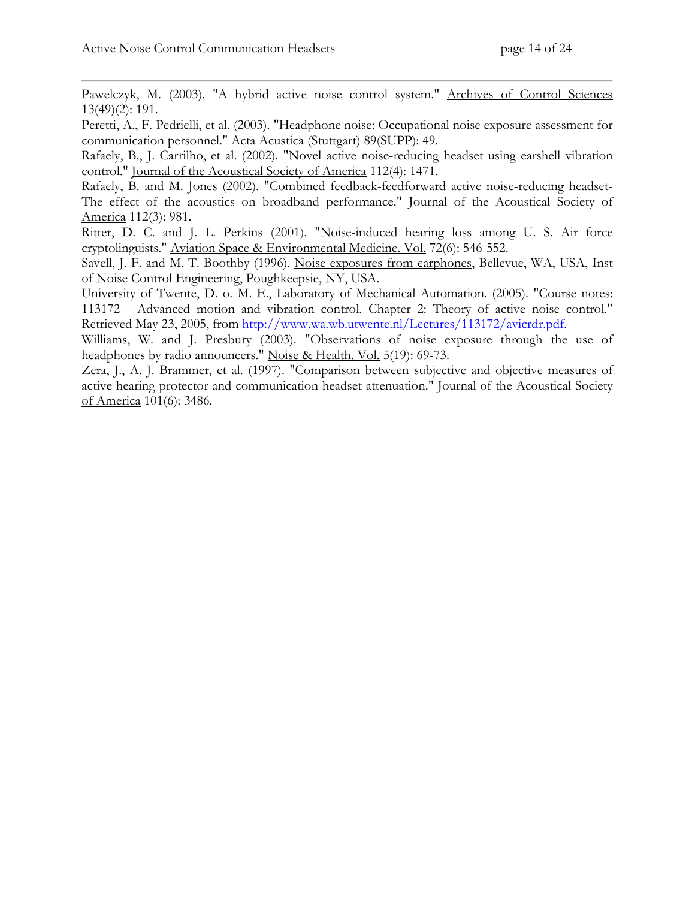Pawelczyk, M. (2003). "A hybrid active noise control system." Archives of Control Sciences 13(49)(2): 191.

Peretti, A., F. Pedrielli, et al. (2003). "Headphone noise: Occupational noise exposure assessment for communication personnel." Acta Acustica (Stuttgart) 89(SUPP): 49.

Rafaely, B., J. Carrilho, et al. (2002). "Novel active noise-reducing headset using earshell vibration control." Journal of the Acoustical Society of America 112(4): 1471.

Rafaely, B. and M. Jones (2002). "Combined feedback-feedforward active noise-reducing headset-The effect of the acoustics on broadband performance." Journal of the Acoustical Society of America 112(3): 981.

Ritter, D. C. and J. L. Perkins (2001). "Noise-induced hearing loss among U. S. Air force cryptolinguists." Aviation Space & Environmental Medicine. Vol. 72(6): 546-552.

Savell, J. F. and M. T. Boothby (1996). Noise exposures from earphones, Bellevue, WA, USA, Inst of Noise Control Engineering, Poughkeepsie, NY, USA.

University of Twente, D. o. M. E., Laboratory of Mechanical Automation. (2005). "Course notes: 113172 - Advanced motion and vibration control. Chapter 2: Theory of active noise control." Retrieved May 23, 2005, from http://www.wa.wb.utwente.nl/Lectures/113172/avicrdr.pdf.

Williams, W. and J. Presbury (2003). "Observations of noise exposure through the use of headphones by radio announcers." Noise & Health. Vol. 5(19): 69-73.

Zera, J., A. J. Brammer, et al. (1997). "Comparison between subjective and objective measures of active hearing protector and communication headset attenuation." Journal of the Acoustical Society of America 101(6): 3486.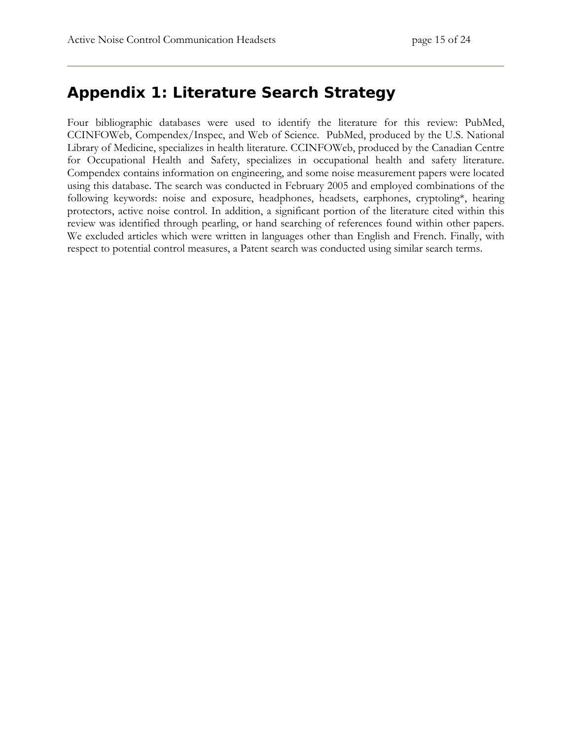## Appendix 1: Literature Search Strategy

Four bibliographic databases were used to identify the literature for this review: PubMed, CCINFOWeb, Compendex/Inspec, and Web of Science. PubMed, produced by the U.S. National Library of Medicine, specializes in health literature. CCINFOWeb, produced by the Canadian Centre for Occupational Health and Safety, specializes in occupational health and safety literature. Compendex contains information on engineering, and some noise measurement papers were located using this database. The search was conducted in February 2005 and employed combinations of the following keywords: noise and exposure, headphones, headsets, earphones, cryptoling*, hearing protectors, active noise control. In addition, a significant portion of the literature cited within this review was identified through pearling, or hand searching of references found within other papers. We excluded articles which were written in languages other than English and French. Finally, with respect to potential control measures, a Patent search was conducted using similar search terms.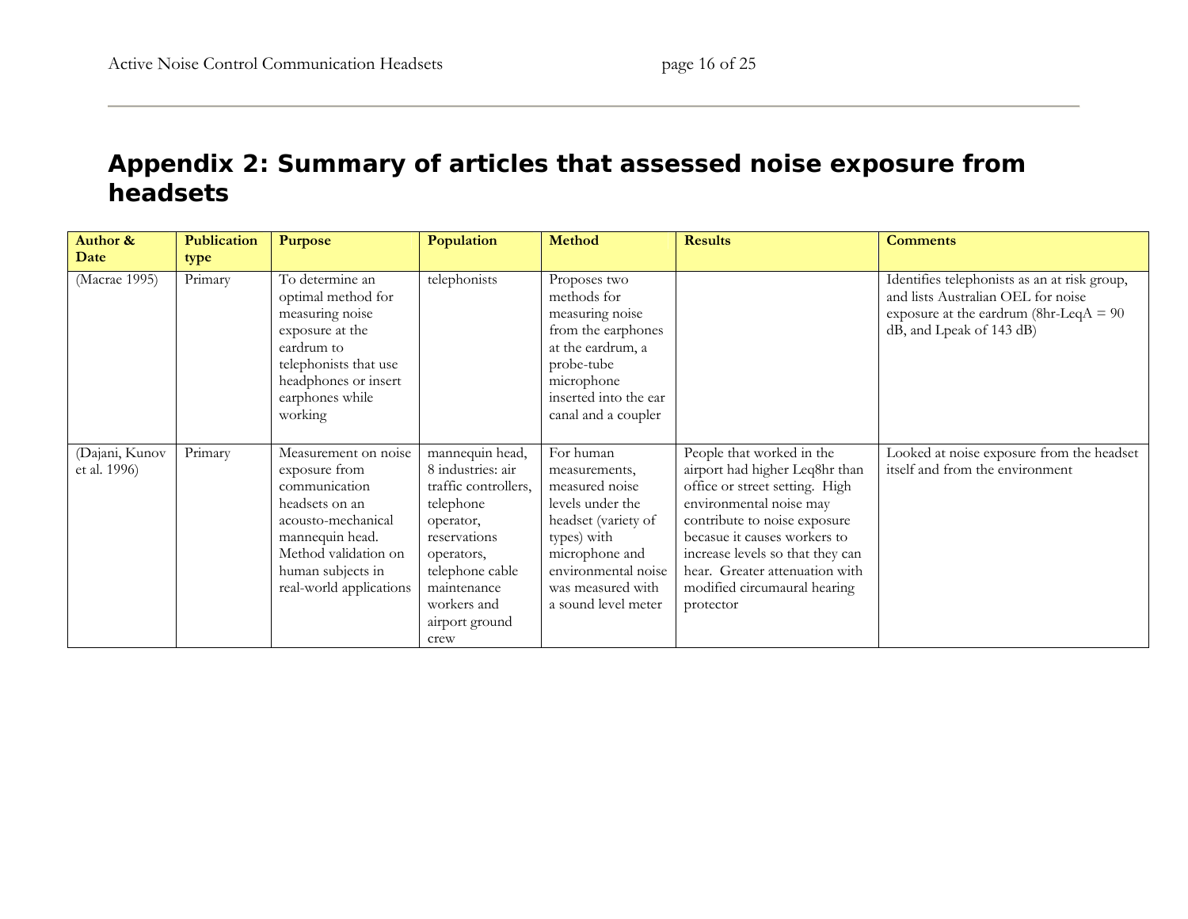# Appendix 2: Summary of articles that assessed noise exposure from headsets

| Author & Date | Publication type | Purpose | Population | Method | Results | Comments |
|---|---|---|---|---|---|---|
| (Macrae 1995) | Primary | To determine an optimal method for measuring noise exposure at the eardrum to telephonists that use headphones or insert earphones while working | telephonists | Proposes two methods for measuring noise from the earphones at the eardrum, a probe-tube microphone inserted into the ear canal and a coupler | | Identifies telephonists as an at risk group, and lists Australian OEL for noise exposure at the eardrum (8hr-LeqA = 90 dB, and Lpeak of 143 dB) |
| (Dajani, Kunov et al. 1996) | Primary | Measurement on noise exposure from communication headsets on an acousto-mechanical mannequin head. Method validation on human subjects in real-world applications | mannequin head, 8 industries: air traffic controllers, telephone operator, reservations operators, telephone cable maintenance workers and airport ground crew | For human measurements, measured noise levels under the headset (variety of types) with microphone and environmental noise was measured with a sound level meter | People that worked in the airport had higher Leq8hr than office or street setting. High environmental noise may contribute to noise exposure becasue it causes workers to increase levels so that they can hear. Greater attenuation with modified circumaural hearing protector | Looked at noise exposure from the headset itself and from the environment |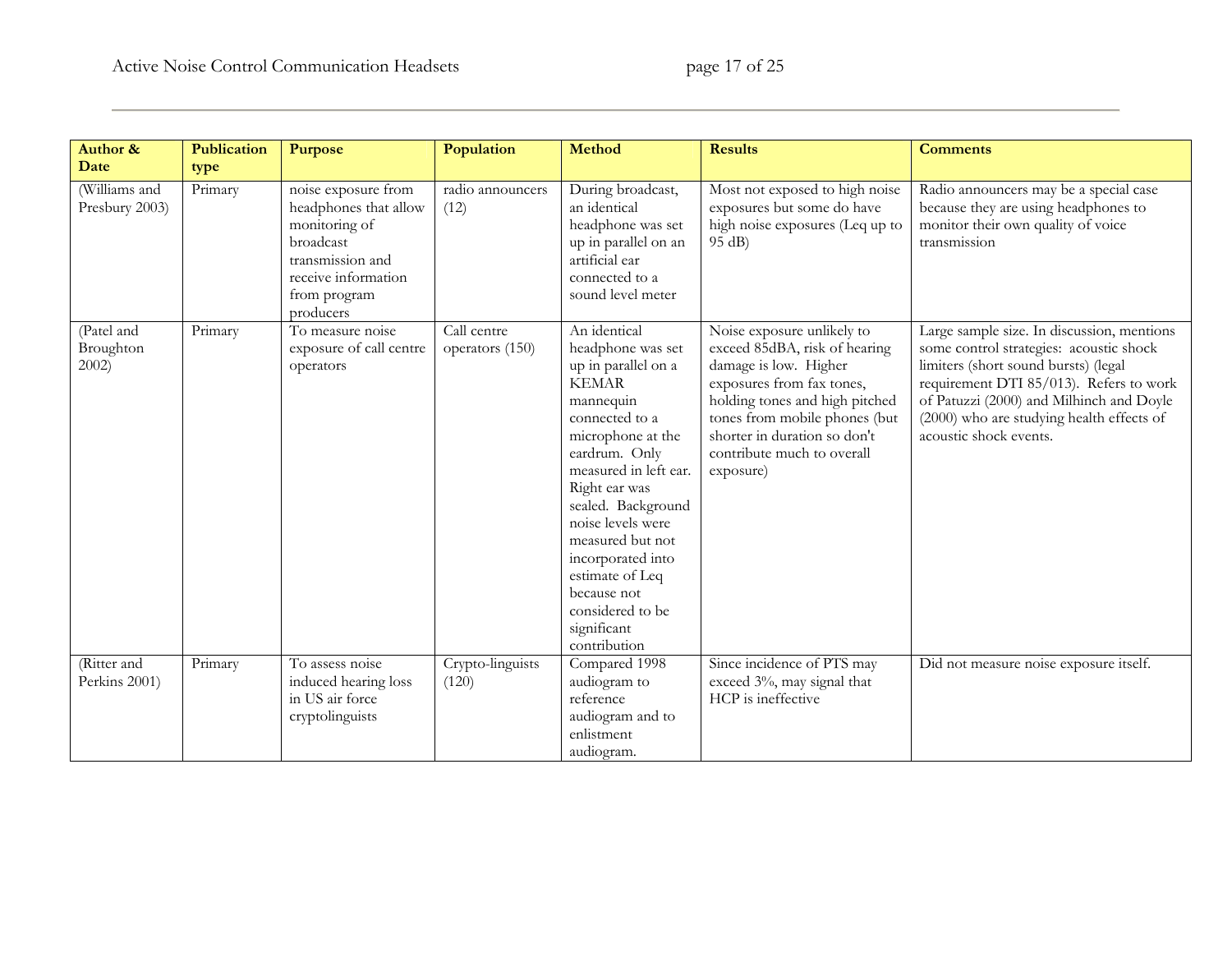| Author & Date | Publication type | Purpose | Population | Method | Results | Comments |
|---|---|---|---|---|---|---|
| (Williams and Presbury 2003) | Primary | noise exposure from headphones that allow monitoring of broadcast transmission and receive information from program producers | radio announcers (12) | During broadcast, an identical headphone was set up in parallel on an artificial ear connected to a sound level meter | Most not exposed to high noise exposures but some do have high noise exposures (Leq up to 95 dB) | Radio announcers may be a special case because they are using headphones to monitor their own quality of voice transmission |
| (Patel and Broughton 2002) | Primary | To measure noise exposure of call centre operators | Call centre operators (150) | An identical headphone was set up in parallel on a KEMAR mannequin connected to a microphone at the eardrum. Only measured in left ear. Right ear was sealed. Background noise levels were measured but not incorporated into estimate of Leq because not considered to be significant contribution | Noise exposure unlikely to exceed 85dBA, risk of hearing damage is low. Higher exposures from fax tones, holding tones and high pitched tones from mobile phones (but shorter in duration so don't contribute much to overall exposure) | Large sample size. In discussion, mentions some control strategies: acoustic shock limiters (short sound bursts) (legal requirement DTI 85/013). Refers to work of Patuzzi (2000) and Milhinch and Doyle (2000) who are studying health effects of acoustic shock events. |
| (Ritter and Perkins 2001) | Primary | To assess noise induced hearing loss in US air force cryptolinguists | Crypto-linguists (120) | Compared 1998 audiogram to reference audiogram and to enlistment audiogram. | Since incidence of PTS may exceed 3%, may signal that HCP is ineffective | Did not measure noise exposure itself. |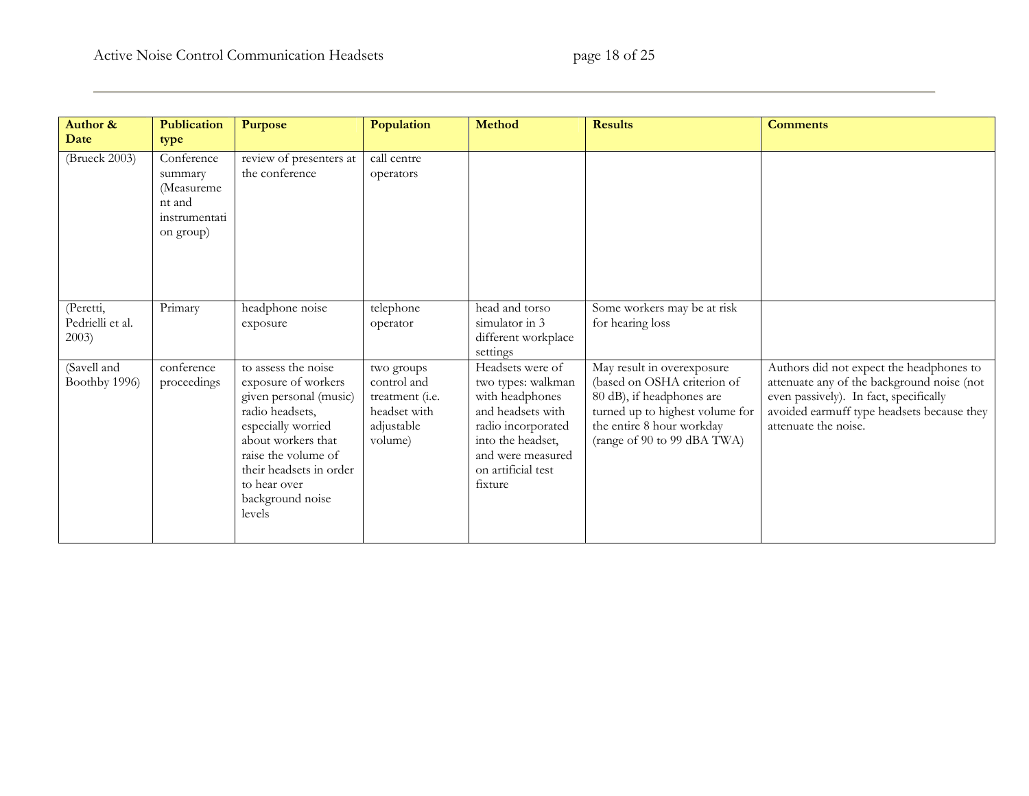| Author & Date | Publication type | Purpose | Population | Method | Results | Comments |
|---|---|---|---|---|---|---|
| (Brueck 2003) | Conference summary (Measurement and instrumentation group) | review of presenters at the conference | call centre operators | | | |
| (Peretti, Pedrielli et al. 2003) | Primary | headphone noise exposure | telephone operator | head and torso simulator in 3 different workplace settings | Some workers may be at risk for hearing loss | |
| (Savell and Boothby 1996) | conference proceedings | to assess the noise exposure of workers given personal (music) radio headsets, especially worried about workers that raise the volume of their headsets in order to hear over background noise levels | two groups control and treatment (i.e. headset with adjustable volume) | Headsets were of two types: walkman with headphones and headsets with radio incorporated into the headset, and were measured on artificial test fixture | May result in overexposure (based on OSHA criterion of 80 dB), if headphones are turned up to highest volume for the entire 8 hour workday (range of 90 to 99 dBA TWA) | Authors did not expect the headphones to attenuate any of the background noise (not even passively). In fact, specifically avoided earmuff type headsets because they attenuate the noise. |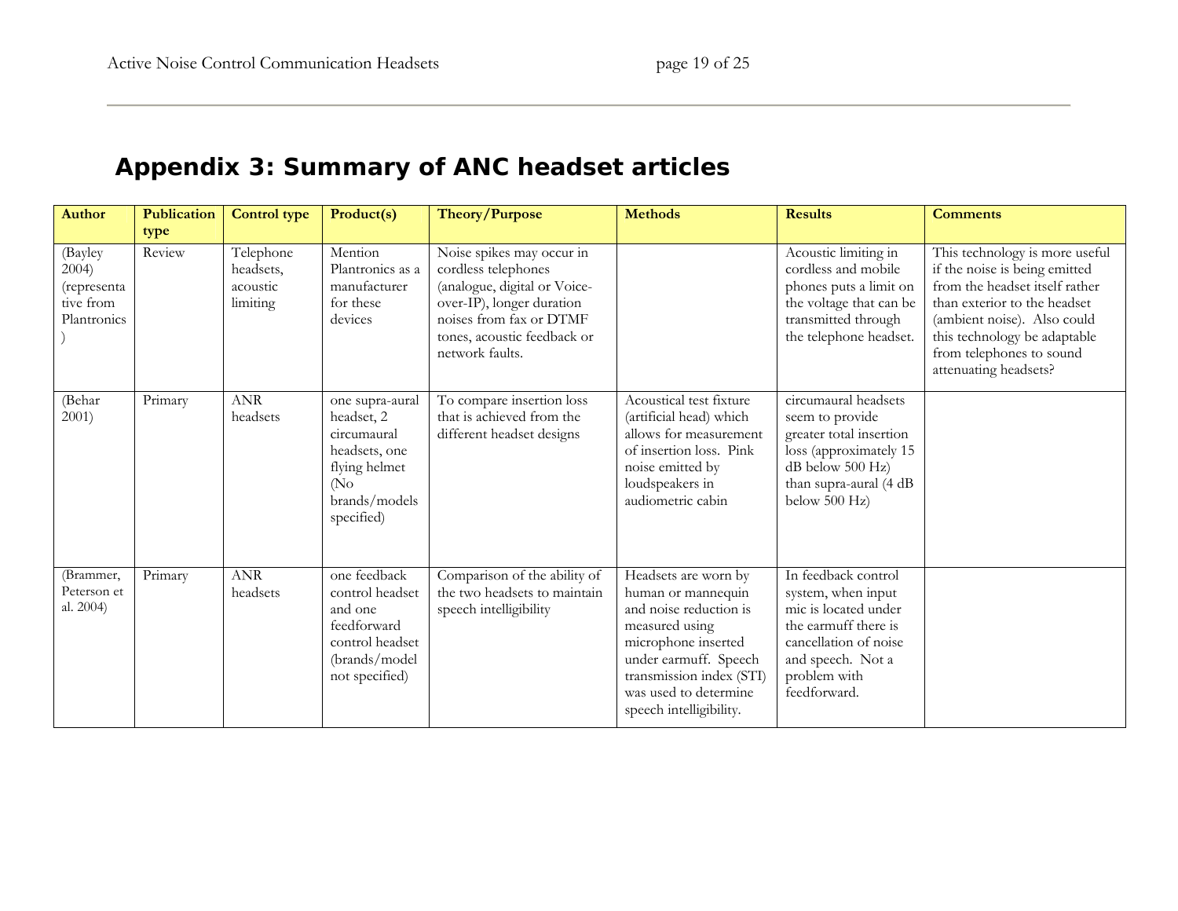# Appendix 3: Summary of ANC headset articles

| Author | Publication type | Control type | Product(s) | Theory/Purpose | Methods | Results | Comments |
|---|---|---|---|---|---|---|---|
| (Bayley 2004) (representative from Plantronics) | Review | Telephone headsets, acoustic limiting | Mention Plantronics as a manufacturer for these devices | Noise spikes may occur in cordless telephones (analogue, digital or Voice-over-IP), longer duration noises from fax or DTMF tones, acoustic feedback or network faults. | | Acoustic limiting in cordless and mobile phones puts a limit on the voltage that can be transmitted through the telephone headset. | This technology is more useful if the noise is being emitted from the headset itself rather than exterior to the headset (ambient noise). Also could this technology be adaptable from telephones to sound attenuating headsets? |
| (Behar 2001) | Primary | ANR headsets | one supra-aural headset, 2 circumaural headsets, one flying helmet (No brands/models specified) | To compare insertion loss that is achieved from the different headset designs | Acoustical test fixture (artificial head) which allows for measurement of insertion loss. Pink noise emitted by loudspeakers in audiometric cabin | circumaural headsets seem to provide greater total insertion loss (approximately 15 dB below 500 Hz) than supra-aural (4 dB below 500 Hz) | |
| (Brammer, Peterson et al. 2004) | Primary | ANR headsets | one feedback control headset and one feedforward control headset (brands/model not specified) | Comparison of the ability of the two headsets to maintain speech intelligibility | Headsets are worn by human or mannequin and noise reduction is measured using microphone inserted under earmuff. Speech transmission index (STI) was used to determine speech intelligibility. | In feedback control system, when input mic is located under the earmuff there is cancellation of noise and speech. Not a problem with feedforward. | |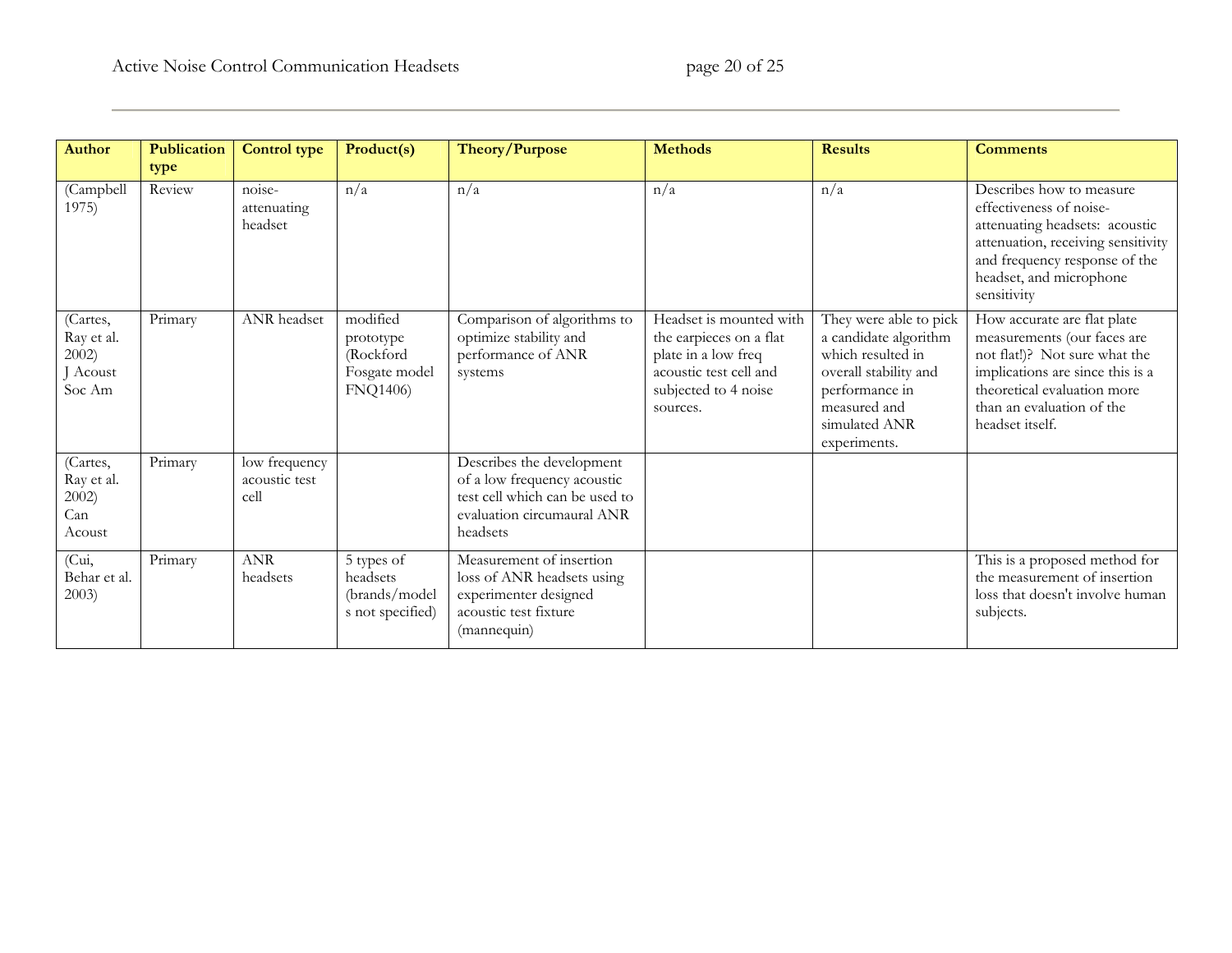| Author | Publication type | Control type | Product(s) | Theory/Purpose | Methods | Results | Comments |
|---|---|---|---|---|---|---|---|
| (Campbell 1975) | Review | noise-attenuating headset | n/a | n/a | n/a | n/a | Describes how to measure effectiveness of noise-attenuating headsets: acoustic attenuation, receiving sensitivity and frequency response of the headset, and microphone sensitivity |
| (Cartes, Ray et al. 2002) J Acoust Soc Am | Primary | ANR headset | modified prototype (Rockford Fosgate model FNQ1406) | Comparison of algorithms to optimize stability and performance of ANR systems | Headset is mounted with the earpieces on a flat plate in a low freq acoustic test cell and subjected to 4 noise sources. | They were able to pick a candidate algorithm which resulted in overall stability and performance in measured and simulated ANR experiments. | How accurate are flat plate measurements (our faces are not flat!)? Not sure what the implications are since this is a theoretical evaluation more than an evaluation of the headset itself. |
| (Cartes, Ray et al. 2002) Can Acoust | Primary | low frequency acoustic test cell | | Describes the development of a low frequency acoustic test cell which can be used to evaluation circumaural ANR headsets | | | |
| (Cui, Behar et al. 2003) | Primary | ANR headsets | 5 types of headsets (brands/models not specified) | Measurement of insertion loss of ANR headsets using experimenter designed acoustic test fixture (mannequin) | | | This is a proposed method for the measurement of insertion loss that doesn't involve human subjects. |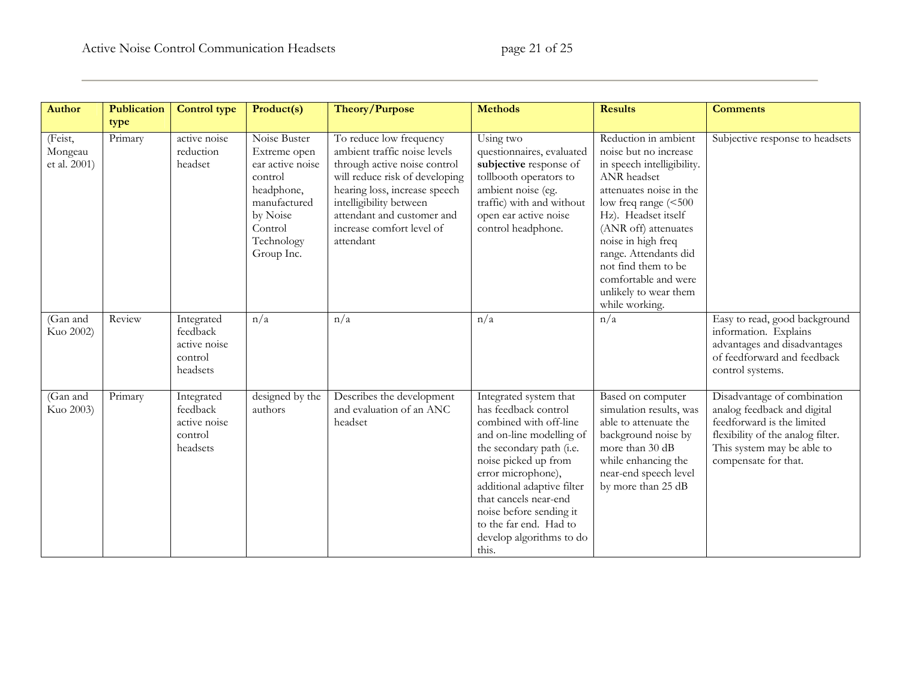| Author | Publication type | Control type | Product(s) | Theory/Purpose | Methods | Results | Comments |
|---|---|---|---|---|---|---|---|
| (Feist, Mongeau et al. 2001) | Primary | active noise reduction headset | Noise Buster Extreme open ear active noise control headphone, manufactured by Noise Control Technology Group Inc. | To reduce low frequency ambient traffic noise levels through active noise control will reduce risk of developing hearing loss, increase speech intelligibility between attendant and customer and increase comfort level of attendant | Using two questionnaires, evaluated **subjective** response of tollbooth operators to ambient noise (eg. traffic) with and without open ear active noise control headphone. | Reduction in ambient noise but no increase in speech intelligibility. ANR headset attenuates noise in the low freq range (<500 Hz). Headset itself (ANR off) attenuates noise in high freq range. Attendants did not find them to be comfortable and were unlikely to wear them while working. | Subjective response to headsets |
| (Gan and Kuo 2002) | Review | Integrated feedback active noise control headsets | n/a | n/a | n/a | n/a | Easy to read, good background information. Explains advantages and disadvantages of feedforward and feedback control systems. |
| (Gan and Kuo 2003) | Primary | Integrated feedback active noise control headsets | designed by the authors | Describes the development and evaluation of an ANC headset | Integrated system that has feedback control combined with off-line and on-line modelling of the secondary path (i.e. noise picked up from error microphone), additional adaptive filter that cancels near-end noise before sending it to the far end. Had to develop algorithms to do this. | Based on computer simulation results, was able to attenuate the background noise by more than 30 dB while enhancing the near-end speech level by more than 25 dB | Disadvantage of combination analog feedback and digital feedforward is the limited flexibility of the analog filter. This system may be able to compensate for that. |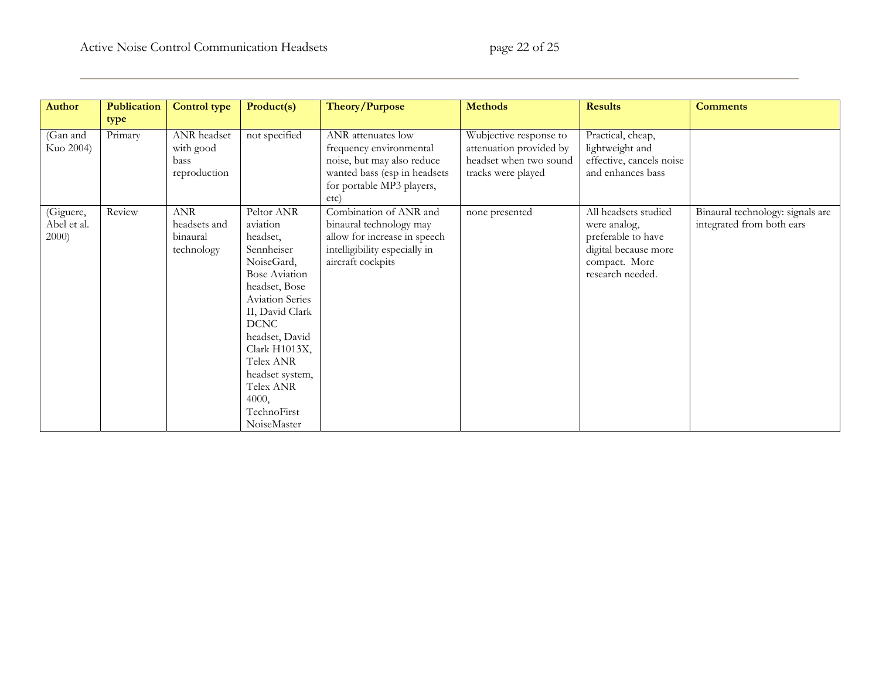| Author | Publication type | Control type | Product(s) | Theory/Purpose | Methods | Results | Comments |
|---|---|---|---|---|---|---|---|
| (Gan and Kuo 2004) | Primary | ANR headset with good bass reproduction | not specified | ANR attenuates low frequency environmental noise, but may also reduce wanted bass (esp in headsets for portable MP3 players, etc) | Wubjective response to attenuation provided by headset when two sound tracks were played | Practical, cheap, lightweight and effective, cancels noise and enhances bass | |
| (Giguere, Abel et al. 2000) | Review | ANR headsets and binaural technology | Peltor ANR aviation headset, Sennheiser NoiseGard, Bose Aviation headset, Bose Aviation Series II, David Clark DCNC headset, David Clark H1013X, Telex ANR headset system, Telex ANR 4000, TechnoFirst NoiseMaster | Combination of ANR and binaural technology may allow for increase in speech intelligibility especially in aircraft cockpits | none presented | All headsets studied were analog, preferable to have digital because more compact. More research needed. | Binaural technology: signals are integrated from both ears |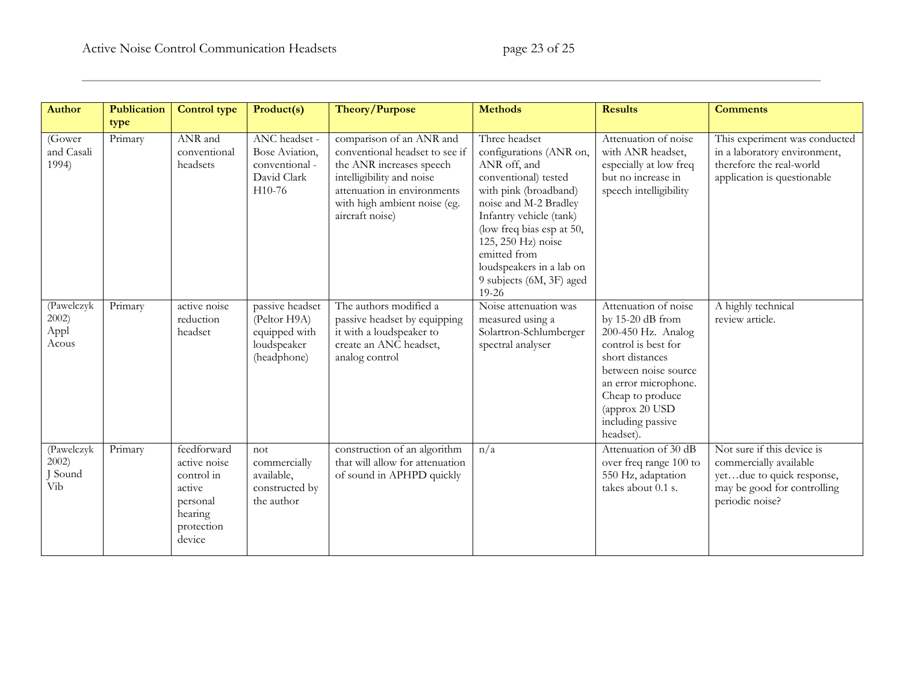| Author | Publication type | Control type | Product(s) | Theory/Purpose | Methods | Results | Comments |
| --- | --- | --- | --- | --- | --- | --- | --- |
| (Gower and Casali 1994) | Primary | ANR and conventional headsets | ANC headset - Bose Aviation, conventional - David Clark H10-76 | comparison of an ANR and conventional headset to see if the ANR increases speech intelligibility and noise attenuation in environments with high ambient noise (eg. aircraft noise) | Three headset configurations (ANR on, ANR off, and conventional) tested with pink (broadband) noise and M-2 Bradley Infantry vehicle (tank) (low freq bias esp at 50, 125, 250 Hz) noise emitted from loudspeakers in a lab on 9 subjects (6M, 3F) aged 19-26 | Attenuation of noise with ANR headset, especially at low freq but no increase in speech intelligibility | This experiment was conducted in a laboratory environment, therefore the real-world application is questionable |
| (Pawelczyk 2002) Appl Acous | Primary | active noise reduction headset | passive headset (Peltor H9A) equipped with loudspeaker (headphone) | The authors modified a passive headset by equipping it with a loudspeaker to create an ANC headset, analog control | Noise attenuation was measured using a Solartron-Schlumberger spectral analyser | Attenuation of noise by 15-20 dB from 200-450 Hz. Analog control is best for short distances between noise source an error microphone. Cheap to produce (approx 20 USD including passive headset). | A highly technical review article. |
| (Pawelczyk 2002) J Sound Vib | Primary | feedforward active noise control in active personal hearing protection device | not commercially available, constructed by the author | construction of an algorithm that will allow for attenuation of sound in APHPD quickly | n/a | Attenuation of 30 dB over freq range 100 to 550 Hz, adaptation takes about 0.1 s. | Not sure if this device is commercially available yet…due to quick response, may be good for controlling periodic noise? |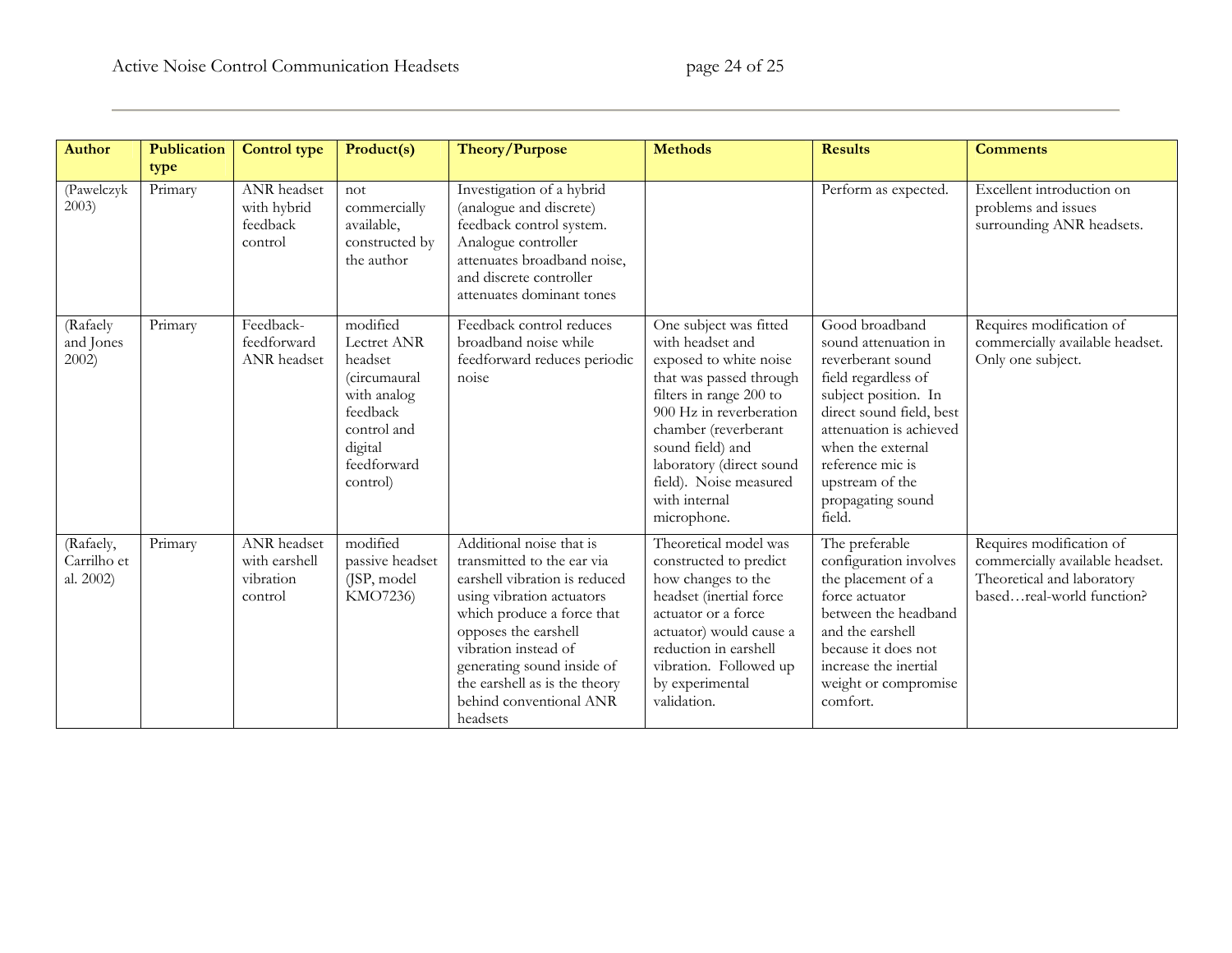| Author | Publication type | Control type | Product(s) | Theory/Purpose | Methods | Results | Comments |
|---|---|---|---|---|---|---|---|
| (Pawelczyk 2003) | Primary | ANR headset with hybrid feedback control | not commercially available, constructed by the author | Investigation of a hybrid (analogue and discrete) feedback control system. Analogue controller attenuates broadband noise, and discrete controller attenuates dominant tones | | Perform as expected. | Excellent introduction on problems and issues surrounding ANR headsets. |
| (Rafaely and Jones 2002) | Primary | Feedback-feedforward ANR headset | modified Lectret ANR headset (circumaural with analog feedback control and digital feedforward control) | Feedback control reduces broadband noise while feedforward reduces periodic noise | One subject was fitted with headset and exposed to white noise that was passed through filters in range 200 to 900 Hz in reverberation chamber (reverberant sound field) and laboratory (direct sound field). Noise measured with internal microphone. | Good broadband sound attenuation in reverberant sound field regardless of subject position. In direct sound field, best attenuation is achieved when the external reference mic is upstream of the propagating sound field. | Requires modification of commercially available headset. Only one subject. |
| (Rafaely, Carrilho et al. 2002) | Primary | ANR headset with earshell vibration control | modified passive headset (JSP, model KMO7236) | Additional noise that is transmitted to the ear via earshell vibration is reduced using vibration actuators which produce a force that opposes the earshell vibration instead of generating sound inside of the earshell as is the theory behind conventional ANR headsets | Theoretical model was constructed to predict how changes to the headset (inertial force actuator or a force actuator) would cause a reduction in earshell vibration. Followed up by experimental validation. | The preferable configuration involves the placement of a force actuator between the headband and the earshell because it does not increase the inertial weight or compromise comfort. | Requires modification of commercially available headset. Theoretical and laboratory based…real-world function? |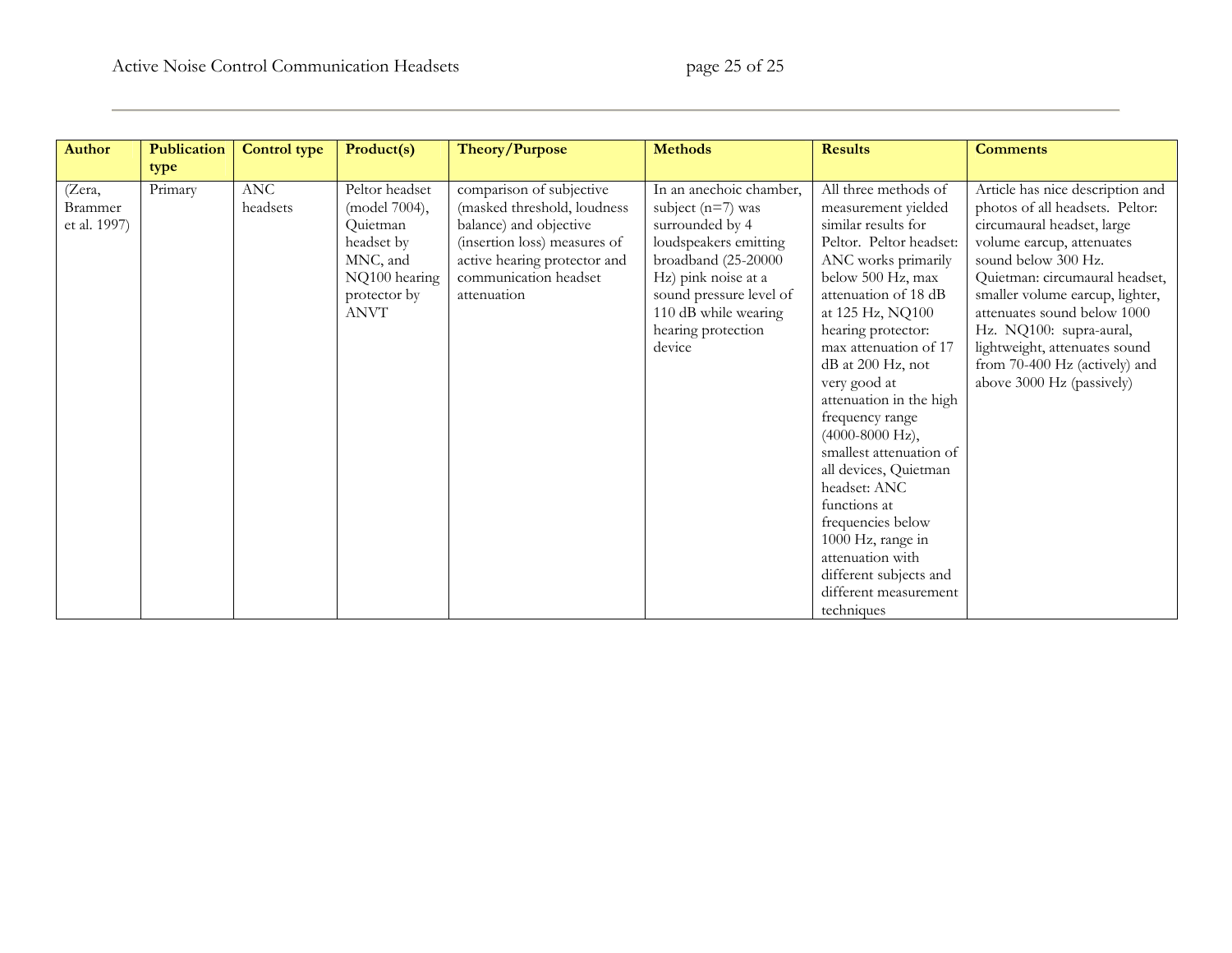| Author | Publication type | Control type | Product(s) | Theory/Purpose | Methods | Results | Comments |
|---|---|---|---|---|---|---|---|
| (Zera, Brammer et al. 1997) | Primary | ANC headsets | Peltor headset (model 7004), Quietman headset by MNC, and NQ100 hearing protector by ANVT | comparison of subjective (masked threshold, loudness balance) and objective (insertion loss) measures of active hearing protector and communication headset attenuation | In an anechoic chamber, subject (n=7) was surrounded by 4 loudspeakers emitting broadband (25-20000 Hz) pink noise at a sound pressure level of 110 dB while wearing hearing protection device | All three methods of measurement yielded similar results for Peltor. Peltor headset: ANC works primarily below 500 Hz, max attenuation of 18 dB at 125 Hz, NQ100 hearing protector: max attenuation of 17 dB at 200 Hz, not very good at attenuation in the high frequency range (4000-8000 Hz), smallest attenuation of all devices, Quietman headset: ANC functions at frequencies below 1000 Hz, range in attenuation with different subjects and different measurement techniques | Article has nice description and photos of all headsets. Peltor: circumaural headset, large volume earcup, attenuates sound below 300 Hz. Quietman: circumaural headset, smaller volume earcup, lighter, attenuates sound below 1000 Hz. NQ100: supra-aural, lightweight, attenuates sound from 70-400 Hz (actively) and above 3000 Hz (passively) |